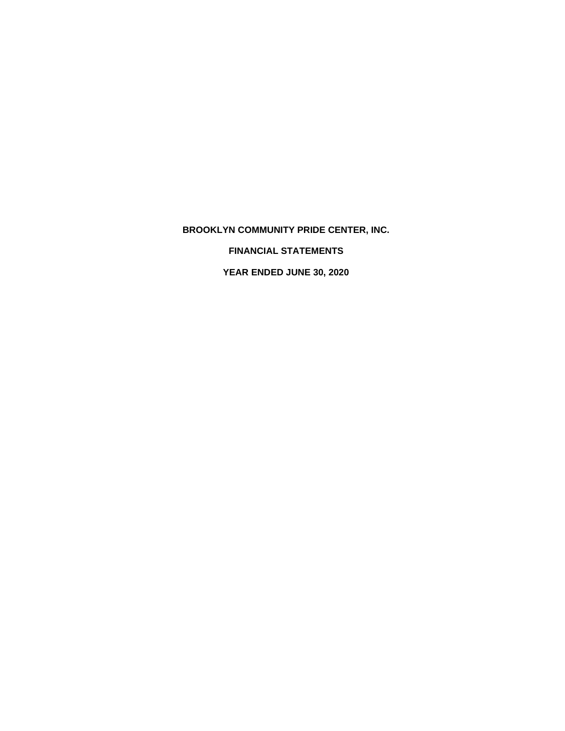# BROOKLYN COMMUNITY PRIDE CENTER, INC.

## FINANCIAL STATEMENTS

## YEAR ENDED JUNE 30, 2020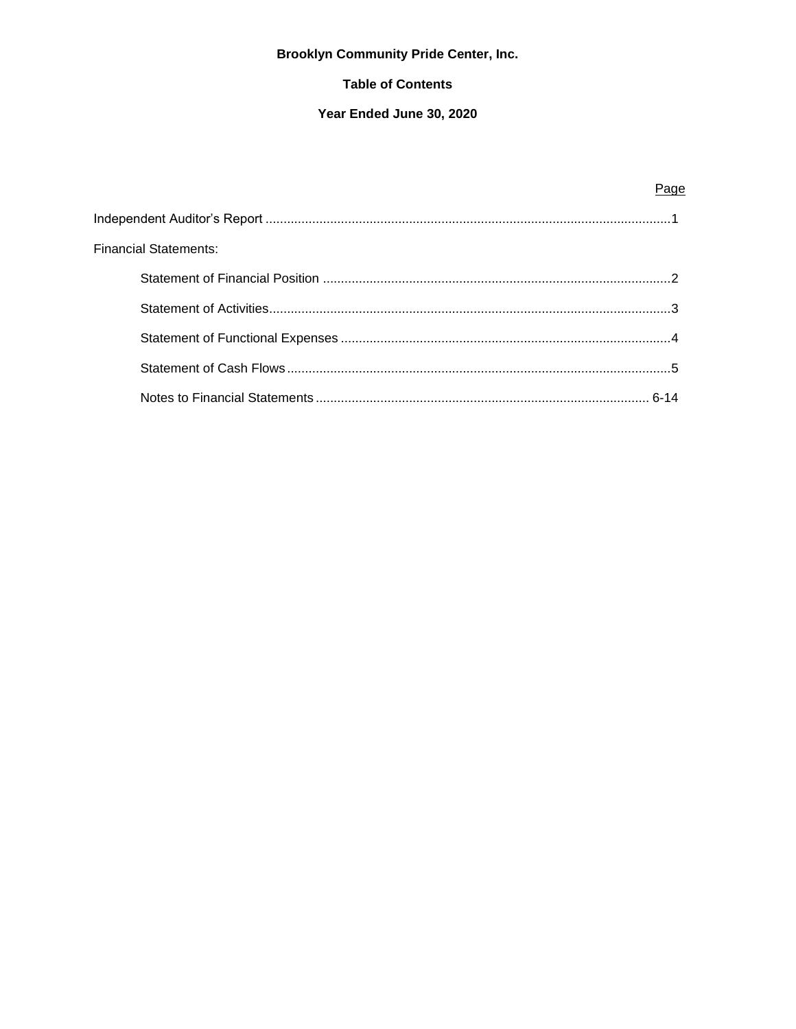**Brooklyn Community Pride Center, Inc.**

**Table of Contents**

**Year Ended June 30, 2020**

| | Page |
|---|---|
| Independent Auditor's Report | 1 |
| Financial Statements: | |
| Statement of Financial Position | 2 |
| Statement of Activities | 3 |
| Statement of Functional Expenses | 4 |
| Statement of Cash Flows | 5 |
| Notes to Financial Statements | 6-14 |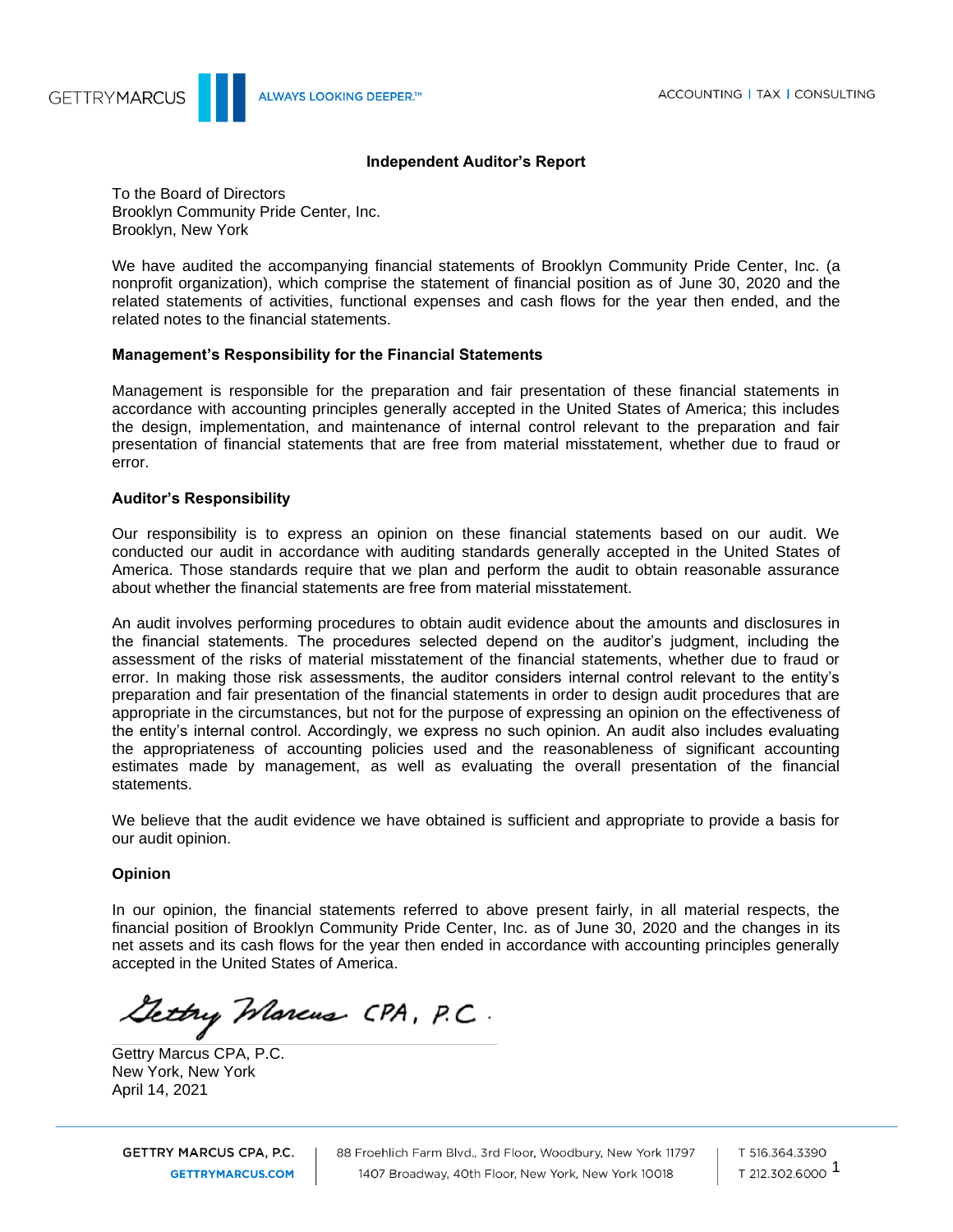# Independent Auditor's Report

To the Board of Directors
Brooklyn Community Pride Center, Inc.
Brooklyn, New York

We have audited the accompanying financial statements of Brooklyn Community Pride Center, Inc. (a nonprofit organization), which comprise the statement of financial position as of June 30, 2020 and the related statements of activities, functional expenses and cash flows for the year then ended, and the related notes to the financial statements.

**Management's Responsibility for the Financial Statements**

Management is responsible for the preparation and fair presentation of these financial statements in accordance with accounting principles generally accepted in the United States of America; this includes the design, implementation, and maintenance of internal control relevant to the preparation and fair presentation of financial statements that are free from material misstatement, whether due to fraud or error.

**Auditor's Responsibility**

Our responsibility is to express an opinion on these financial statements based on our audit. We conducted our audit in accordance with auditing standards generally accepted in the United States of America. Those standards require that we plan and perform the audit to obtain reasonable assurance about whether the financial statements are free from material misstatement.

An audit involves performing procedures to obtain audit evidence about the amounts and disclosures in the financial statements. The procedures selected depend on the auditor's judgment, including the assessment of the risks of material misstatement of the financial statements, whether due to fraud or error. In making those risk assessments, the auditor considers internal control relevant to the entity's preparation and fair presentation of the financial statements in order to design audit procedures that are appropriate in the circumstances, but not for the purpose of expressing an opinion on the effectiveness of the entity's internal control. Accordingly, we express no such opinion. An audit also includes evaluating the appropriateness of accounting policies used and the reasonableness of significant accounting estimates made by management, as well as evaluating the overall presentation of the financial statements.

We believe that the audit evidence we have obtained is sufficient and appropriate to provide a basis for our audit opinion.

**Opinion**

In our opinion, the financial statements referred to above present fairly, in all material respects, the financial position of Brooklyn Community Pride Center, Inc. as of June 30, 2020 and the changes in its net assets and its cash flows for the year then ended in accordance with accounting principles generally accepted in the United States of America.

Gettry Marcus CPA, P.C.
New York, New York
April 14, 2021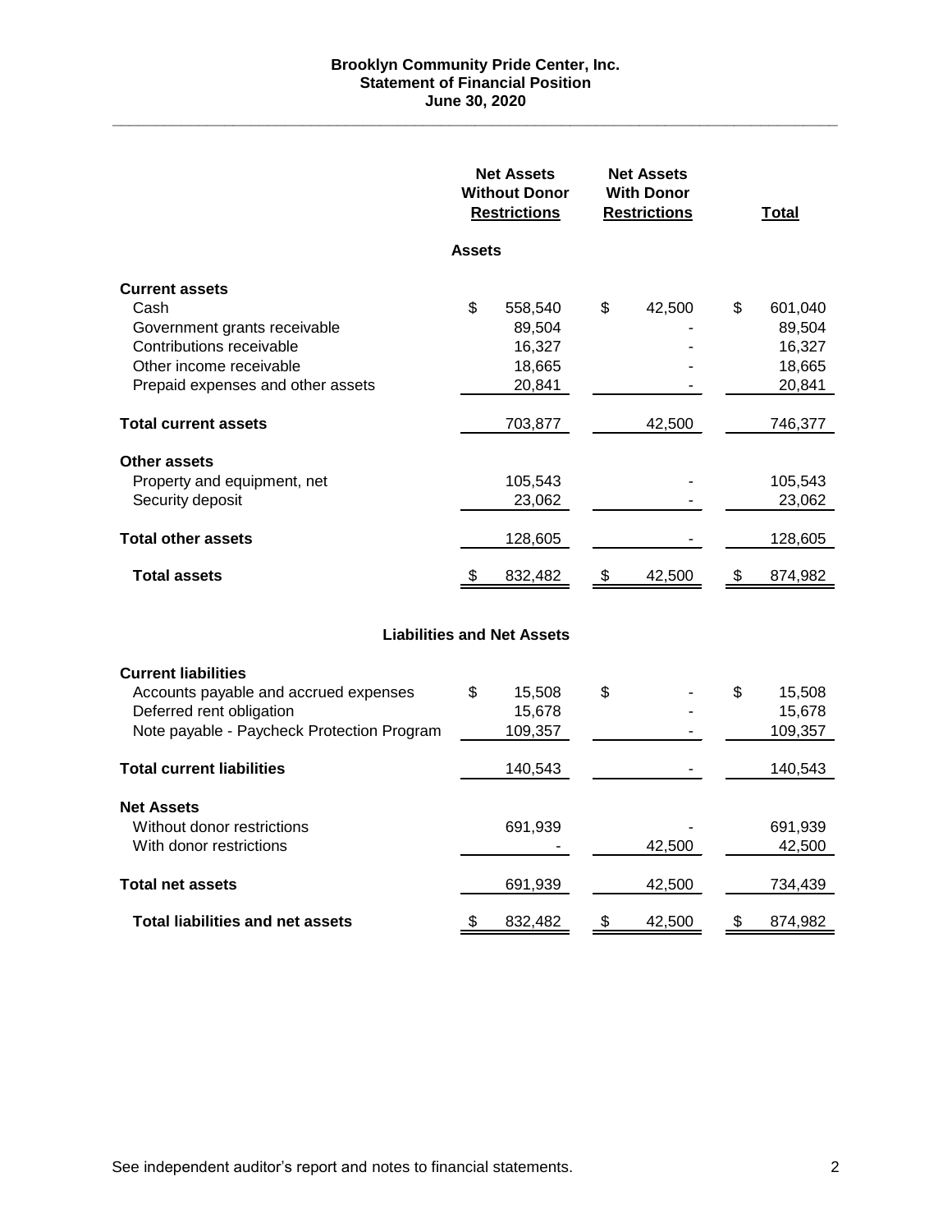# Brooklyn Community Pride Center, Inc.
## Statement of Financial Position
### June 30, 2020

| | Net Assets Without Donor Restrictions | Net Assets With Donor Restrictions | Total |
|---|---|---|---|
| **Assets** | | | |
| **Current assets** | | | |
| Cash | $ 558,540 | $ 42,500 | $ 601,040 |
| Government grants receivable | 89,504 | - | 89,504 |
| Contributions receivable | 16,327 | - | 16,327 |
| Other income receivable | 18,665 | - | 18,665 |
| Prepaid expenses and other assets | 20,841 | - | 20,841 |
| **Total current assets** | 703,877 | 42,500 | 746,377 |
| **Other assets** | | | |
| Property and equipment, net | 105,543 | - | 105,543 |
| Security deposit | 23,062 | - | 23,062 |
| **Total other assets** | 128,605 | - | 128,605 |
| **Total assets** | $ 832,482 | $ 42,500 | $ 874,982 |
| **Liabilities and Net Assets** | | | |
| **Current liabilities** | | | |
| Accounts payable and accrued expenses | $ 15,508 | $ - | $ 15,508 |
| Deferred rent obligation | 15,678 | - | 15,678 |
| Note payable - Paycheck Protection Program | 109,357 | - | 109,357 |
| **Total current liabilities** | 140,543 | - | 140,543 |
| **Net Assets** | | | |
| Without donor restrictions | 691,939 | - | 691,939 |
| With donor restrictions | - | 42,500 | 42,500 |
| **Total net assets** | 691,939 | 42,500 | 734,439 |
| **Total liabilities and net assets** | $ 832,482 | $ 42,500 | $ 874,982 |

See independent auditor's report and notes to financial statements.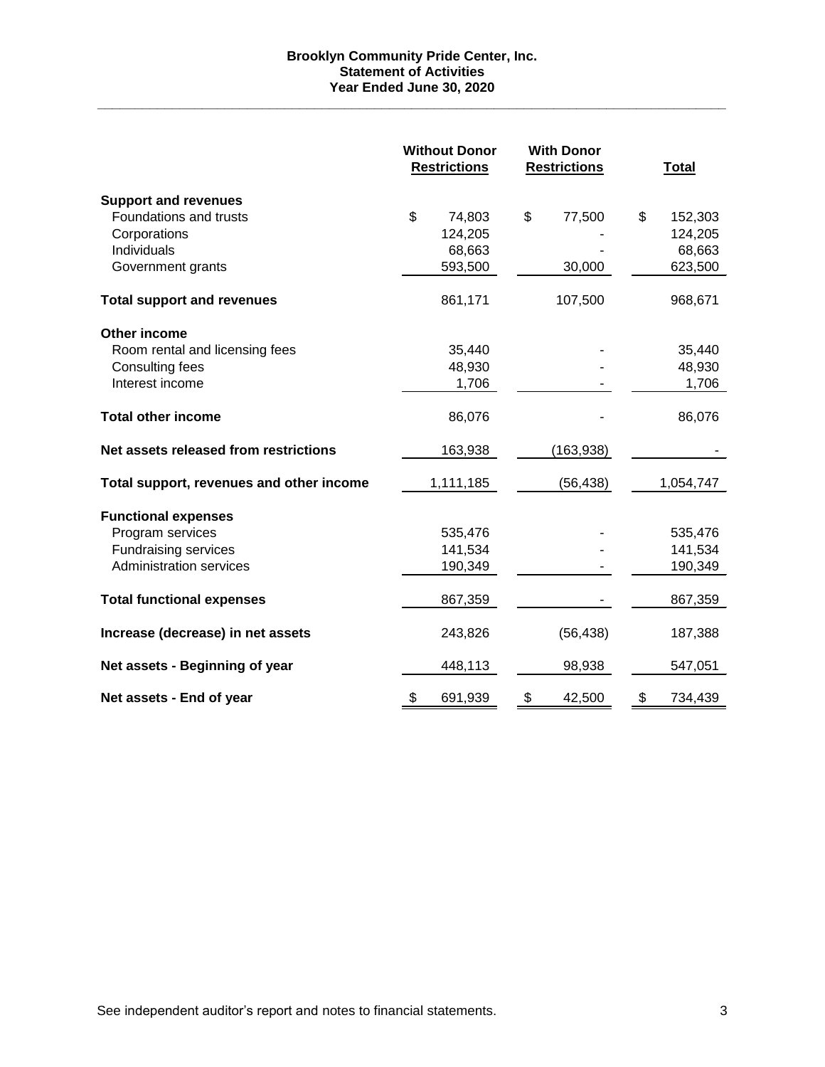**Brooklyn Community Pride Center, Inc.**
**Statement of Activities**
**Year Ended June 30, 2020**

| | Without Donor Restrictions | With Donor Restrictions | Total |
|---|---|---|---|
| **Support and revenues** | | | |
| Foundations and trusts | $ 74,803 | $ 77,500 | $ 152,303 |
| Corporations | 124,205 | - | 124,205 |
| Individuals | 68,663 | - | 68,663 |
| Government grants | 593,500 | 30,000 | 623,500 |
| **Total support and revenues** | 861,171 | 107,500 | 968,671 |
| **Other income** | | | |
| Room rental and licensing fees | 35,440 | - | 35,440 |
| Consulting fees | 48,930 | - | 48,930 |
| Interest income | 1,706 | - | 1,706 |
| **Total other income** | 86,076 | - | 86,076 |
| **Net assets released from restrictions** | 163,938 | (163,938) | - |
| **Total support, revenues and other income** | 1,111,185 | (56,438) | 1,054,747 |
| **Functional expenses** | | | |
| Program services | 535,476 | - | 535,476 |
| Fundraising services | 141,534 | - | 141,534 |
| Administration services | 190,349 | - | 190,349 |
| **Total functional expenses** | 867,359 | - | 867,359 |
| **Increase (decrease) in net assets** | 243,826 | (56,438) | 187,388 |
| **Net assets - Beginning of year** | 448,113 | 98,938 | 547,051 |
| **Net assets - End of year** | $ 691,939 | $ 42,500 | $ 734,439 |

See independent auditor's report and notes to financial statements.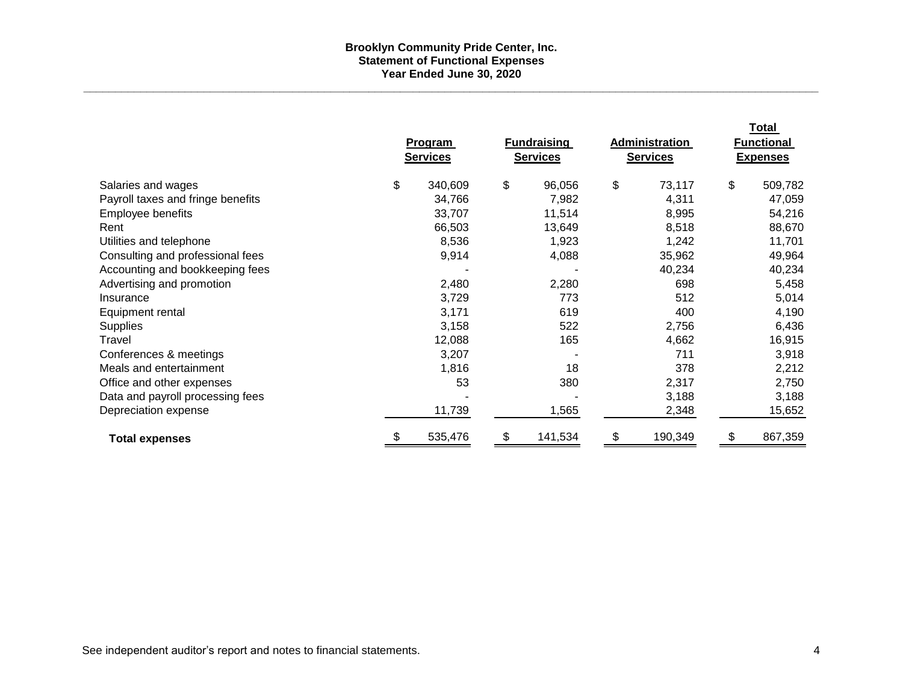**Brooklyn Community Pride Center, Inc.**
**Statement of Functional Expenses**
**Year Ended June 30, 2020**

| | Program Services | Fundraising Services | Administration Services | Total Functional Expenses |
|---|---|---|---|---|
| Salaries and wages | $ 340,609 | $ 96,056 | $ 73,117 | $ 509,782 |
| Payroll taxes and fringe benefits | 34,766 | 7,982 | 4,311 | 47,059 |
| Employee benefits | 33,707 | 11,514 | 8,995 | 54,216 |
| Rent | 66,503 | 13,649 | 8,518 | 88,670 |
| Utilities and telephone | 8,536 | 1,923 | 1,242 | 11,701 |
| Consulting and professional fees | 9,914 | 4,088 | 35,962 | 49,964 |
| Accounting and bookkeeping fees | - | - | 40,234 | 40,234 |
| Advertising and promotion | 2,480 | 2,280 | 698 | 5,458 |
| Insurance | 3,729 | 773 | 512 | 5,014 |
| Equipment rental | 3,171 | 619 | 400 | 4,190 |
| Supplies | 3,158 | 522 | 2,756 | 6,436 |
| Travel | 12,088 | 165 | 4,662 | 16,915 |
| Conferences & meetings | 3,207 | - | 711 | 3,918 |
| Meals and entertainment | 1,816 | 18 | 378 | 2,212 |
| Office and other expenses | 53 | 380 | 2,317 | 2,750 |
| Data and payroll processing fees | - | - | 3,188 | 3,188 |
| Depreciation expense | 11,739 | 1,565 | 2,348 | 15,652 |
| **Total expenses** | $ 535,476 | $ 141,534 | $ 190,349 | $ 867,359 |

See independent auditor's report and notes to financial statements.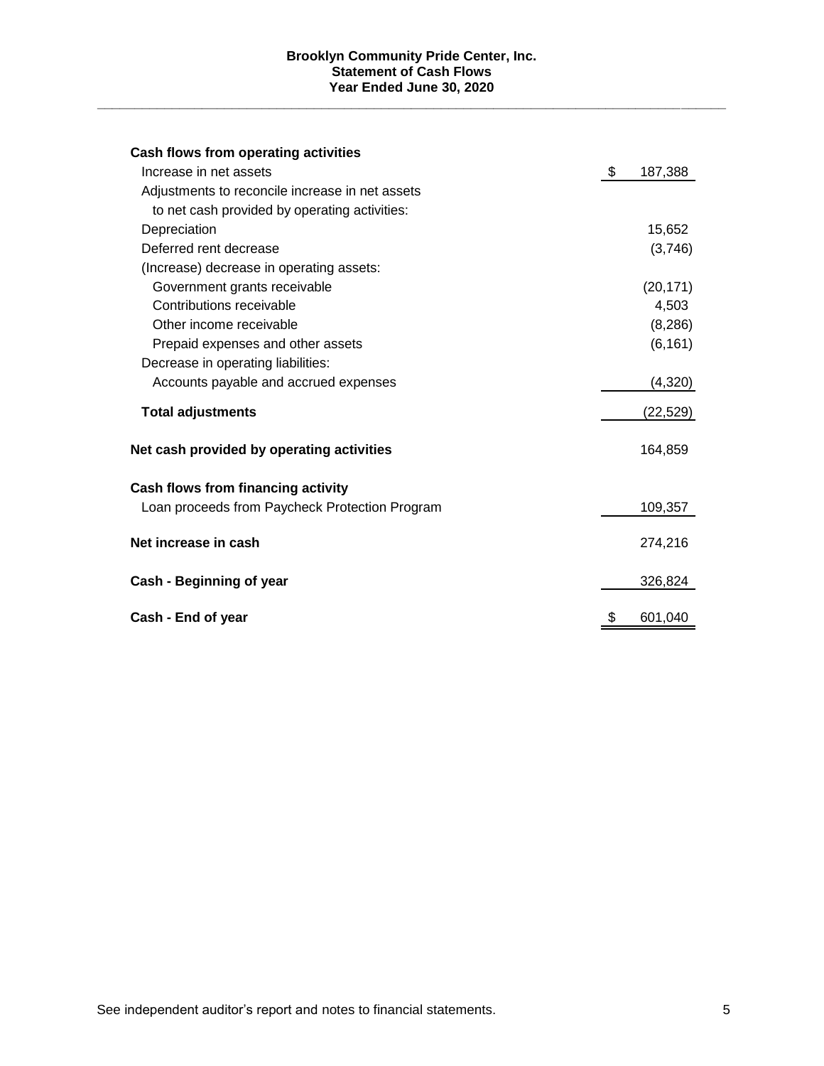**Brooklyn Community Pride Center, Inc.**
**Statement of Cash Flows**
**Year Ended June 30, 2020**

| | |
|---|---|
| **Cash flows from operating activities** | |
| Increase in net assets | $ 187,388 |
| Adjustments to reconcile increase in net assets to net cash provided by operating activities: | |
| Depreciation | 15,652 |
| Deferred rent decrease | (3,746) |
| (Increase) decrease in operating assets: | |
| Government grants receivable | (20,171) |
| Contributions receivable | 4,503 |
| Other income receivable | (8,286) |
| Prepaid expenses and other assets | (6,161) |
| Decrease in operating liabilities: | |
| Accounts payable and accrued expenses | (4,320) |
| **Total adjustments** | (22,529) |
| **Net cash provided by operating activities** | 164,859 |
| **Cash flows from financing activity** | |
| Loan proceeds from Paycheck Protection Program | 109,357 |
| **Net increase in cash** | 274,216 |
| **Cash - Beginning of year** | 326,824 |
| **Cash - End of year** | $ 601,040 |

See independent auditor's report and notes to financial statements.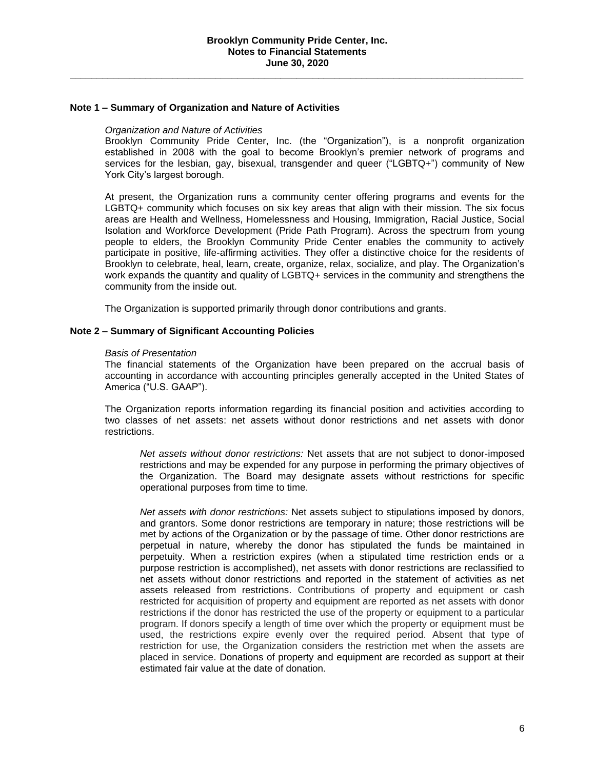**Brooklyn Community Pride Center, Inc.**
**Notes to Financial Statements**
**June 30, 2020**

## Note 1 – Summary of Organization and Nature of Activities

*Organization and Nature of Activities*

Brooklyn Community Pride Center, Inc. (the "Organization"), is a nonprofit organization established in 2008 with the goal to become Brooklyn's premier network of programs and services for the lesbian, gay, bisexual, transgender and queer ("LGBTQ+") community of New York City's largest borough.

At present, the Organization runs a community center offering programs and events for the LGBTQ+ community which focuses on six key areas that align with their mission. The six focus areas are Health and Wellness, Homelessness and Housing, Immigration, Racial Justice, Social Isolation and Workforce Development (Pride Path Program). Across the spectrum from young people to elders, the Brooklyn Community Pride Center enables the community to actively participate in positive, life-affirming activities. They offer a distinctive choice for the residents of Brooklyn to celebrate, heal, learn, create, organize, relax, socialize, and play. The Organization's work expands the quantity and quality of LGBTQ+ services in the community and strengthens the community from the inside out.

The Organization is supported primarily through donor contributions and grants.

## Note 2 – Summary of Significant Accounting Policies

*Basis of Presentation*

The financial statements of the Organization have been prepared on the accrual basis of accounting in accordance with accounting principles generally accepted in the United States of America ("U.S. GAAP").

The Organization reports information regarding its financial position and activities according to two classes of net assets: net assets without donor restrictions and net assets with donor restrictions.

*Net assets without donor restrictions:* Net assets that are not subject to donor-imposed restrictions and may be expended for any purpose in performing the primary objectives of the Organization. The Board may designate assets without restrictions for specific operational purposes from time to time.

*Net assets with donor restrictions:* Net assets subject to stipulations imposed by donors, and grantors. Some donor restrictions are temporary in nature; those restrictions will be met by actions of the Organization or by the passage of time. Other donor restrictions are perpetual in nature, whereby the donor has stipulated the funds be maintained in perpetuity. When a restriction expires (when a stipulated time restriction ends or a purpose restriction is accomplished), net assets with donor restrictions are reclassified to net assets without donor restrictions and reported in the statement of activities as net assets released from restrictions. Contributions of property and equipment or cash restricted for acquisition of property and equipment are reported as net assets with donor restrictions if the donor has restricted the use of the property or equipment to a particular program. If donors specify a length of time over which the property or equipment must be used, the restrictions expire evenly over the required period. Absent that type of restriction for use, the Organization considers the restriction met when the assets are placed in service. Donations of property and equipment are recorded as support at their estimated fair value at the date of donation.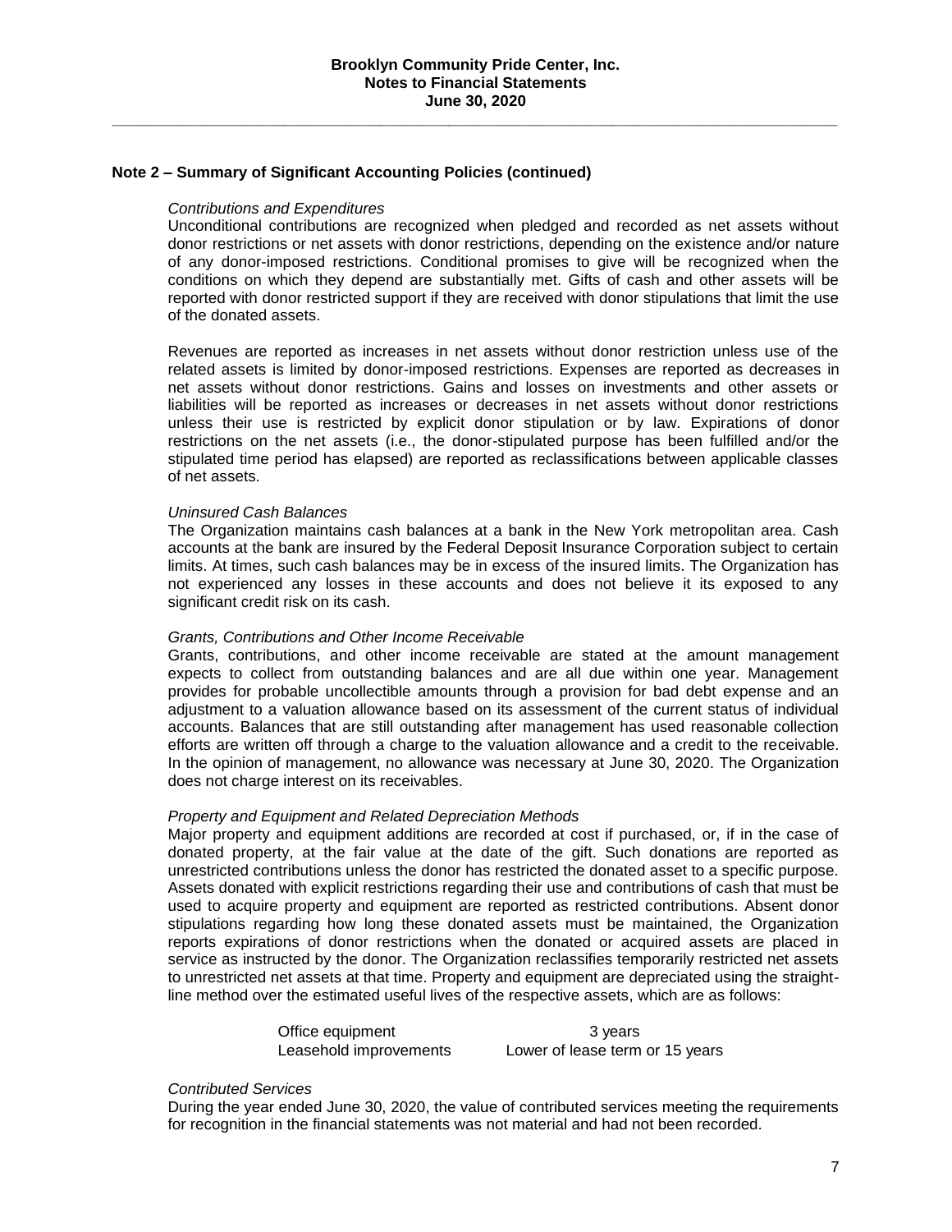## Note 2 – Summary of Significant Accounting Policies (continued)

*Contributions and Expenditures*

Unconditional contributions are recognized when pledged and recorded as net assets without donor restrictions or net assets with donor restrictions, depending on the existence and/or nature of any donor-imposed restrictions. Conditional promises to give will be recognized when the conditions on which they depend are substantially met. Gifts of cash and other assets will be reported with donor restricted support if they are received with donor stipulations that limit the use of the donated assets.

Revenues are reported as increases in net assets without donor restriction unless use of the related assets is limited by donor-imposed restrictions. Expenses are reported as decreases in net assets without donor restrictions. Gains and losses on investments and other assets or liabilities will be reported as increases or decreases in net assets without donor restrictions unless their use is restricted by explicit donor stipulation or by law. Expirations of donor restrictions on the net assets (i.e., the donor-stipulated purpose has been fulfilled and/or the stipulated time period has elapsed) are reported as reclassifications between applicable classes of net assets.

*Uninsured Cash Balances*

The Organization maintains cash balances at a bank in the New York metropolitan area. Cash accounts at the bank are insured by the Federal Deposit Insurance Corporation subject to certain limits. At times, such cash balances may be in excess of the insured limits. The Organization has not experienced any losses in these accounts and does not believe it its exposed to any significant credit risk on its cash.

*Grants, Contributions and Other Income Receivable*

Grants, contributions, and other income receivable are stated at the amount management expects to collect from outstanding balances and are all due within one year. Management provides for probable uncollectible amounts through a provision for bad debt expense and an adjustment to a valuation allowance based on its assessment of the current status of individual accounts. Balances that are still outstanding after management has used reasonable collection efforts are written off through a charge to the valuation allowance and a credit to the receivable. In the opinion of management, no allowance was necessary at June 30, 2020. The Organization does not charge interest on its receivables.

*Property and Equipment and Related Depreciation Methods*

Major property and equipment additions are recorded at cost if purchased, or, if in the case of donated property, at the fair value at the date of the gift. Such donations are reported as unrestricted contributions unless the donor has restricted the donated asset to a specific purpose. Assets donated with explicit restrictions regarding their use and contributions of cash that must be used to acquire property and equipment are reported as restricted contributions. Absent donor stipulations regarding how long these donated assets must be maintained, the Organization reports expirations of donor restrictions when the donated or acquired assets are placed in service as instructed by the donor. The Organization reclassifies temporarily restricted net assets to unrestricted net assets at that time. Property and equipment are depreciated using the straight-line method over the estimated useful lives of the respective assets, which are as follows:

| | |
|---|---|
| Office equipment | 3 years |
| Leasehold improvements | Lower of lease term or 15 years |

*Contributed Services*

During the year ended June 30, 2020, the value of contributed services meeting the requirements for recognition in the financial statements was not material and had not been recorded.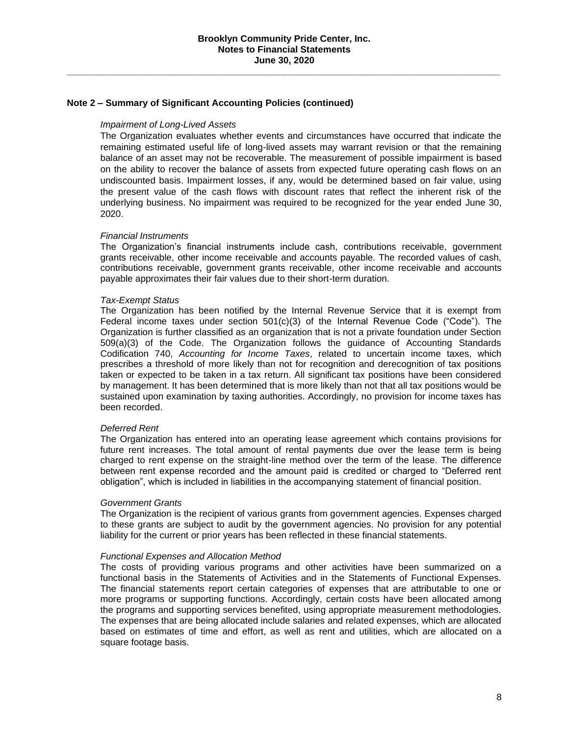## Note 2 – Summary of Significant Accounting Policies (continued)

*Impairment of Long-Lived Assets*

The Organization evaluates whether events and circumstances have occurred that indicate the remaining estimated useful life of long-lived assets may warrant revision or that the remaining balance of an asset may not be recoverable. The measurement of possible impairment is based on the ability to recover the balance of assets from expected future operating cash flows on an undiscounted basis. Impairment losses, if any, would be determined based on fair value, using the present value of the cash flows with discount rates that reflect the inherent risk of the underlying business. No impairment was required to be recognized for the year ended June 30, 2020.

*Financial Instruments*

The Organization's financial instruments include cash, contributions receivable, government grants receivable, other income receivable and accounts payable. The recorded values of cash, contributions receivable, government grants receivable, other income receivable and accounts payable approximates their fair values due to their short-term duration.

*Tax-Exempt Status*

The Organization has been notified by the Internal Revenue Service that it is exempt from Federal income taxes under section 501(c)(3) of the Internal Revenue Code ("Code"). The Organization is further classified as an organization that is not a private foundation under Section 509(a)(3) of the Code. The Organization follows the guidance of Accounting Standards Codification 740, *Accounting for Income Taxes*, related to uncertain income taxes, which prescribes a threshold of more likely than not for recognition and derecognition of tax positions taken or expected to be taken in a tax return. All significant tax positions have been considered by management. It has been determined that is more likely than not that all tax positions would be sustained upon examination by taxing authorities. Accordingly, no provision for income taxes has been recorded.

*Deferred Rent*

The Organization has entered into an operating lease agreement which contains provisions for future rent increases. The total amount of rental payments due over the lease term is being charged to rent expense on the straight-line method over the term of the lease. The difference between rent expense recorded and the amount paid is credited or charged to "Deferred rent obligation", which is included in liabilities in the accompanying statement of financial position.

*Government Grants*

The Organization is the recipient of various grants from government agencies. Expenses charged to these grants are subject to audit by the government agencies. No provision for any potential liability for the current or prior years has been reflected in these financial statements.

*Functional Expenses and Allocation Method*

The costs of providing various programs and other activities have been summarized on a functional basis in the Statements of Activities and in the Statements of Functional Expenses. The financial statements report certain categories of expenses that are attributable to one or more programs or supporting functions. Accordingly, certain costs have been allocated among the programs and supporting services benefited, using appropriate measurement methodologies. The expenses that are being allocated include salaries and related expenses, which are allocated based on estimates of time and effort, as well as rent and utilities, which are allocated on a square footage basis.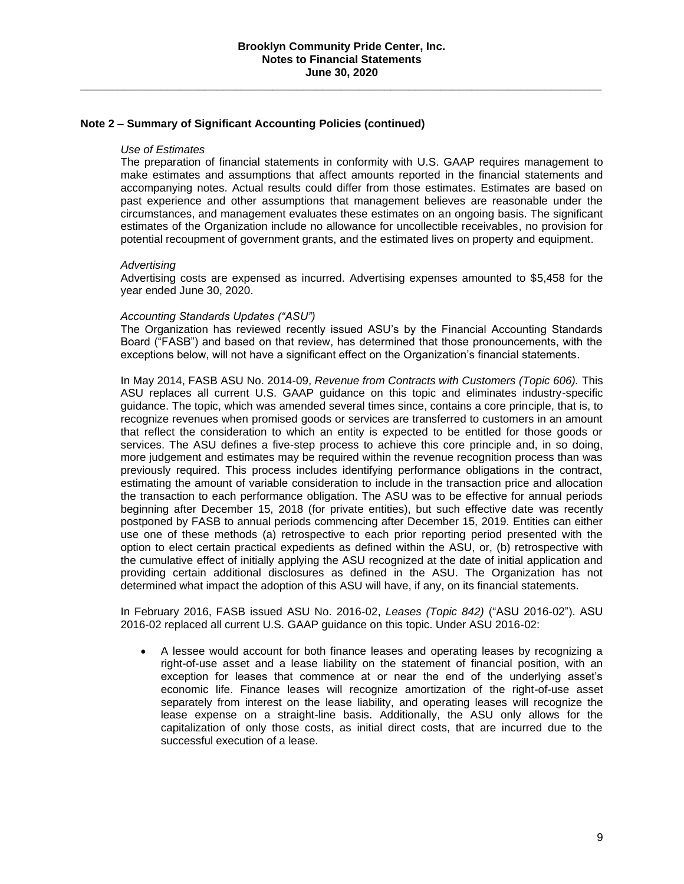## Note 2 – Summary of Significant Accounting Policies (continued)

*Use of Estimates*

The preparation of financial statements in conformity with U.S. GAAP requires management to make estimates and assumptions that affect amounts reported in the financial statements and accompanying notes. Actual results could differ from those estimates. Estimates are based on past experience and other assumptions that management believes are reasonable under the circumstances, and management evaluates these estimates on an ongoing basis. The significant estimates of the Organization include no allowance for uncollectible receivables, no provision for potential recoupment of government grants, and the estimated lives on property and equipment.

*Advertising*

Advertising costs are expensed as incurred. Advertising expenses amounted to $5,458 for the year ended June 30, 2020.

*Accounting Standards Updates ("ASU")*

The Organization has reviewed recently issued ASU's by the Financial Accounting Standards Board ("FASB") and based on that review, has determined that those pronouncements, with the exceptions below, will not have a significant effect on the Organization's financial statements.

In May 2014, FASB ASU No. 2014-09, *Revenue from Contracts with Customers (Topic 606).* This ASU replaces all current U.S. GAAP guidance on this topic and eliminates industry-specific guidance. The topic, which was amended several times since, contains a core principle, that is, to recognize revenues when promised goods or services are transferred to customers in an amount that reflect the consideration to which an entity is expected to be entitled for those goods or services. The ASU defines a five-step process to achieve this core principle and, in so doing, more judgement and estimates may be required within the revenue recognition process than was previously required. This process includes identifying performance obligations in the contract, estimating the amount of variable consideration to include in the transaction price and allocation the transaction to each performance obligation. The ASU was to be effective for annual periods beginning after December 15, 2018 (for private entities), but such effective date was recently postponed by FASB to annual periods commencing after December 15, 2019. Entities can either use one of these methods (a) retrospective to each prior reporting period presented with the option to elect certain practical expedients as defined within the ASU, or, (b) retrospective with the cumulative effect of initially applying the ASU recognized at the date of initial application and providing certain additional disclosures as defined in the ASU. The Organization has not determined what impact the adoption of this ASU will have, if any, on its financial statements.

In February 2016, FASB issued ASU No. 2016-02, *Leases (Topic 842)* ("ASU 2016-02"). ASU 2016-02 replaced all current U.S. GAAP guidance on this topic. Under ASU 2016-02:

- A lessee would account for both finance leases and operating leases by recognizing a right-of-use asset and a lease liability on the statement of financial position, with an exception for leases that commence at or near the end of the underlying asset's economic life. Finance leases will recognize amortization of the right-of-use asset separately from interest on the lease liability, and operating leases will recognize the lease expense on a straight-line basis. Additionally, the ASU only allows for the capitalization of only those costs, as initial direct costs, that are incurred due to the successful execution of a lease.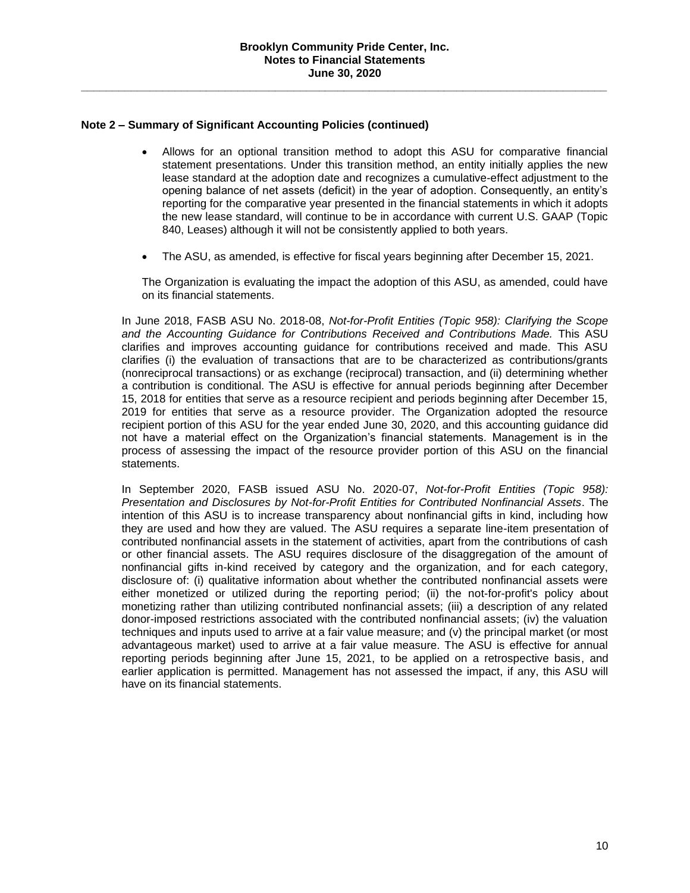## Note 2 – Summary of Significant Accounting Policies (continued)

- Allows for an optional transition method to adopt this ASU for comparative financial statement presentations. Under this transition method, an entity initially applies the new lease standard at the adoption date and recognizes a cumulative-effect adjustment to the opening balance of net assets (deficit) in the year of adoption. Consequently, an entity's reporting for the comparative year presented in the financial statements in which it adopts the new lease standard, will continue to be in accordance with current U.S. GAAP (Topic 840, Leases) although it will not be consistently applied to both years.

- The ASU, as amended, is effective for fiscal years beginning after December 15, 2021.

The Organization is evaluating the impact the adoption of this ASU, as amended, could have on its financial statements.

In June 2018, FASB ASU No. 2018-08, *Not-for-Profit Entities (Topic 958): Clarifying the Scope and the Accounting Guidance for Contributions Received and Contributions Made.* This ASU clarifies and improves accounting guidance for contributions received and made. This ASU clarifies (i) the evaluation of transactions that are to be characterized as contributions/grants (nonreciprocal transactions) or as exchange (reciprocal) transaction, and (ii) determining whether a contribution is conditional. The ASU is effective for annual periods beginning after December 15, 2018 for entities that serve as a resource recipient and periods beginning after December 15, 2019 for entities that serve as a resource provider. The Organization adopted the resource recipient portion of this ASU for the year ended June 30, 2020, and this accounting guidance did not have a material effect on the Organization's financial statements. Management is in the process of assessing the impact of the resource provider portion of this ASU on the financial statements.

In September 2020, FASB issued ASU No. 2020-07, *Not-for-Profit Entities (Topic 958): Presentation and Disclosures by Not-for-Profit Entities for Contributed Nonfinancial Assets*. The intention of this ASU is to increase transparency about nonfinancial gifts in kind, including how they are used and how they are valued. The ASU requires a separate line-item presentation of contributed nonfinancial assets in the statement of activities, apart from the contributions of cash or other financial assets. The ASU requires disclosure of the disaggregation of the amount of nonfinancial gifts in-kind received by category and the organization, and for each category, disclosure of: (i) qualitative information about whether the contributed nonfinancial assets were either monetized or utilized during the reporting period; (ii) the not-for-profit's policy about monetizing rather than utilizing contributed nonfinancial assets; (iii) a description of any related donor-imposed restrictions associated with the contributed nonfinancial assets; (iv) the valuation techniques and inputs used to arrive at a fair value measure; and (v) the principal market (or most advantageous market) used to arrive at a fair value measure. The ASU is effective for annual reporting periods beginning after June 15, 2021, to be applied on a retrospective basis, and earlier application is permitted. Management has not assessed the impact, if any, this ASU will have on its financial statements.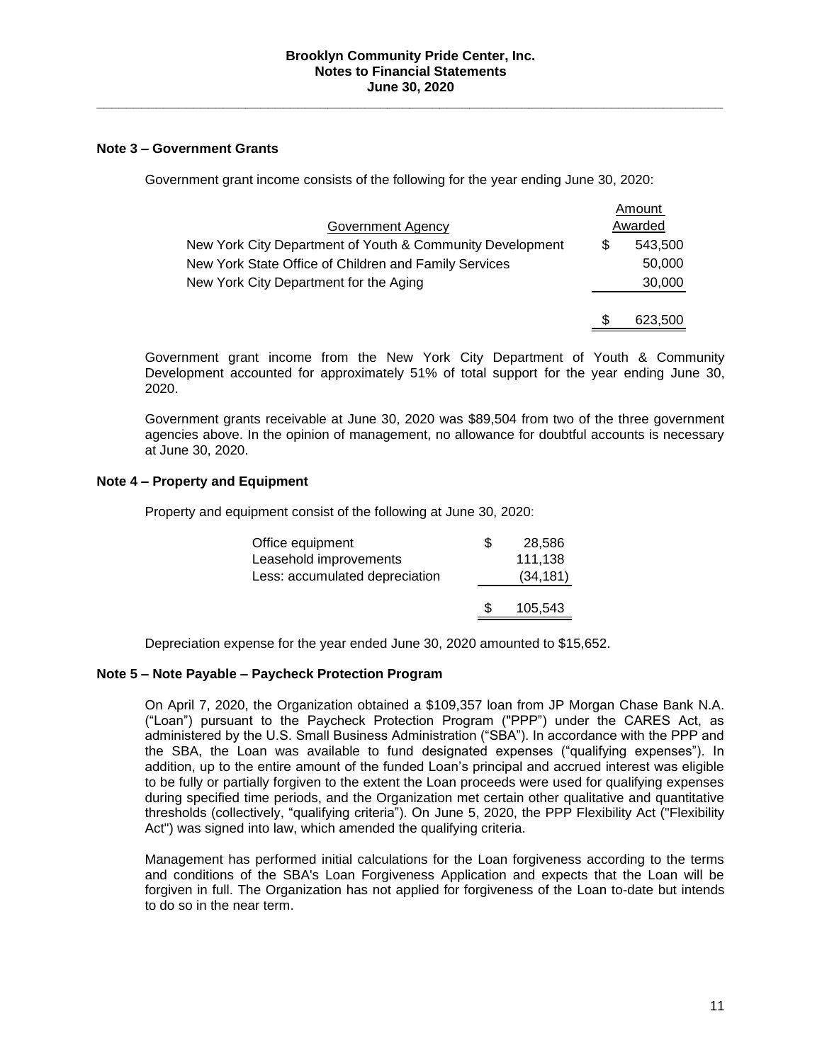### Note 3 – Government Grants

Government grant income consists of the following for the year ending June 30, 2020:

| Government Agency | Amount Awarded |
|---|---|
| New York City Department of Youth & Community Development | $ 543,500 |
| New York State Office of Children and Family Services | 50,000 |
| New York City Department for the Aging | 30,000 |
| | $ 623,500 |

Government grant income from the New York City Department of Youth & Community Development accounted for approximately 51% of total support for the year ending June 30, 2020.

Government grants receivable at June 30, 2020 was $89,504 from two of the three government agencies above. In the opinion of management, no allowance for doubtful accounts is necessary at June 30, 2020.

### Note 4 – Property and Equipment

Property and equipment consist of the following at June 30, 2020:

| | |
|---|---|
| Office equipment | $ 28,586 |
| Leasehold improvements | 111,138 |
| Less: accumulated depreciation | (34,181) |
| | $ 105,543 |

Depreciation expense for the year ended June 30, 2020 amounted to $15,652.

### Note 5 – Note Payable – Paycheck Protection Program

On April 7, 2020, the Organization obtained a $109,357 loan from JP Morgan Chase Bank N.A. ("Loan") pursuant to the Paycheck Protection Program ("PPP") under the CARES Act, as administered by the U.S. Small Business Administration ("SBA"). In accordance with the PPP and the SBA, the Loan was available to fund designated expenses ("qualifying expenses"). In addition, up to the entire amount of the funded Loan's principal and accrued interest was eligible to be fully or partially forgiven to the extent the Loan proceeds were used for qualifying expenses during specified time periods, and the Organization met certain other qualitative and quantitative thresholds (collectively, "qualifying criteria"). On June 5, 2020, the PPP Flexibility Act ("Flexibility Act") was signed into law, which amended the qualifying criteria.

Management has performed initial calculations for the Loan forgiveness according to the terms and conditions of the SBA's Loan Forgiveness Application and expects that the Loan will be forgiven in full. The Organization has not applied for forgiveness of the Loan to-date but intends to do so in the near term.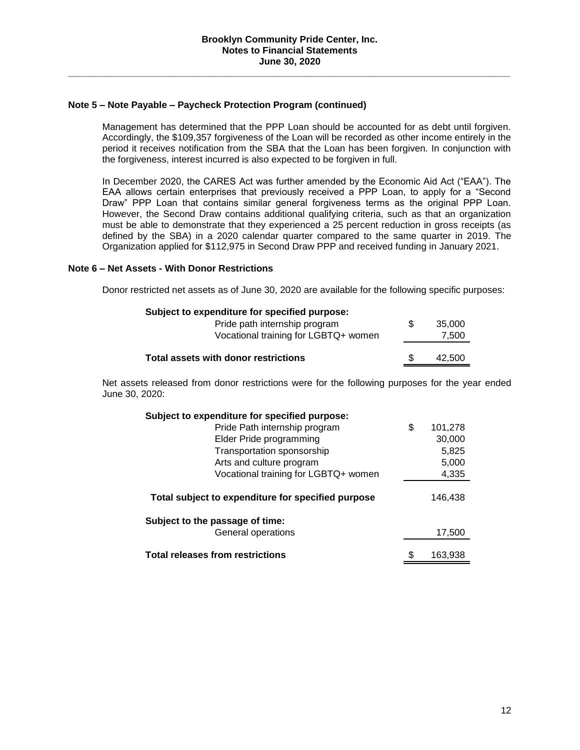## Note 5 – Note Payable – Paycheck Protection Program (continued)

Management has determined that the PPP Loan should be accounted for as debt until forgiven. Accordingly, the $109,357 forgiveness of the Loan will be recorded as other income entirely in the period it receives notification from the SBA that the Loan has been forgiven. In conjunction with the forgiveness, interest incurred is also expected to be forgiven in full.

In December 2020, the CARES Act was further amended by the Economic Aid Act ("EAA"). The EAA allows certain enterprises that previously received a PPP Loan, to apply for a "Second Draw" PPP Loan that contains similar general forgiveness terms as the original PPP Loan. However, the Second Draw contains additional qualifying criteria, such as that an organization must be able to demonstrate that they experienced a 25 percent reduction in gross receipts (as defined by the SBA) in a 2020 calendar quarter compared to the same quarter in 2019. The Organization applied for $112,975 in Second Draw PPP and received funding in January 2021.

## Note 6 – Net Assets - With Donor Restrictions

Donor restricted net assets as of June 30, 2020 are available for the following specific purposes:

| | |
|---|---|
| **Subject to expenditure for specified purpose:** | |
| Pride path internship program | $ 35,000 |
| Vocational training for LGBTQ+ women | 7,500 |
| **Total assets with donor restrictions** | $ 42,500 |

Net assets released from donor restrictions were for the following purposes for the year ended June 30, 2020:

| | |
|---|---|
| **Subject to expenditure for specified purpose:** | |
| Pride Path internship program | $ 101,278 |
| Elder Pride programming | 30,000 |
| Transportation sponsorship | 5,825 |
| Arts and culture program | 5,000 |
| Vocational training for LGBTQ+ women | 4,335 |
| **Total subject to expenditure for specified purpose** | 146,438 |
| **Subject to the passage of time:** | |
| General operations | 17,500 |
| **Total releases from restrictions** | $ 163,938 |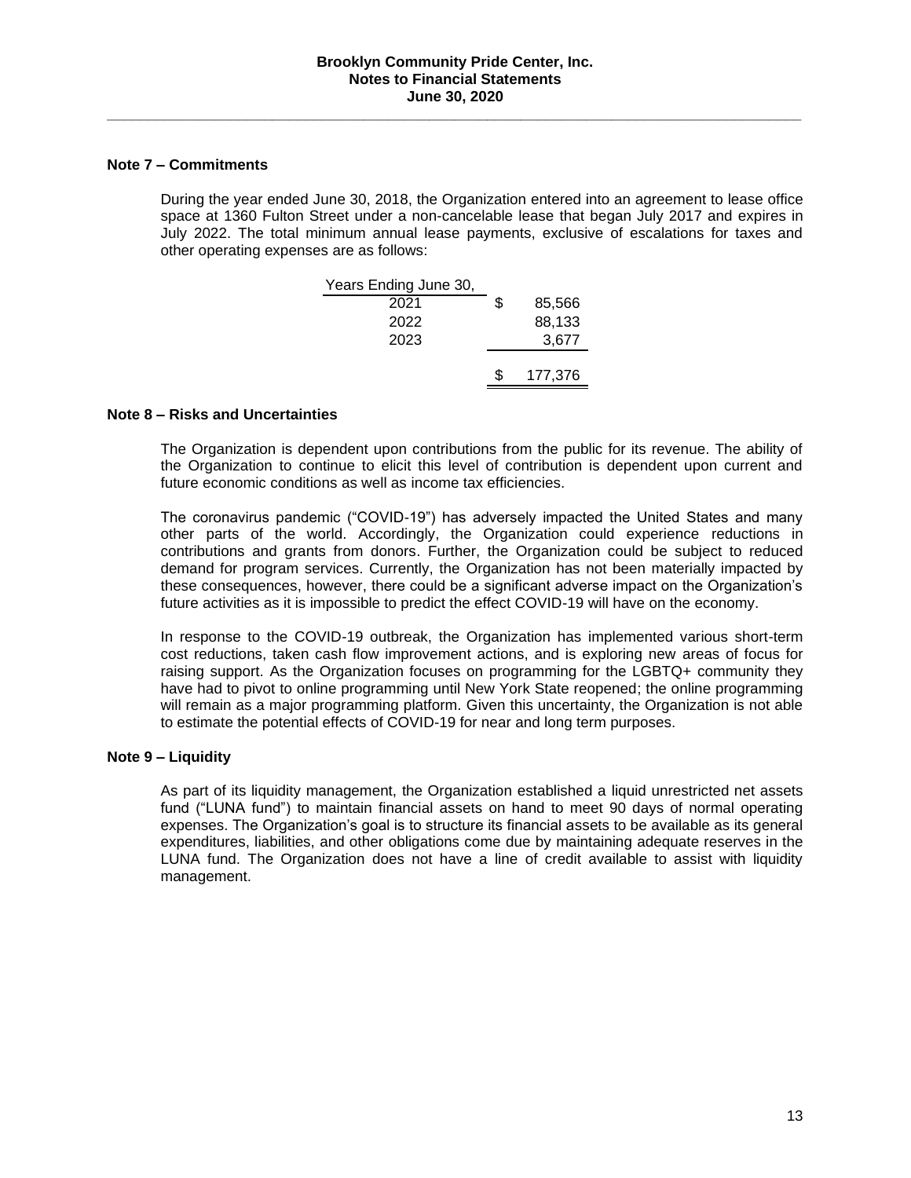**Brooklyn Community Pride Center, Inc.**
**Notes to Financial Statements**
**June 30, 2020**

### Note 7 – Commitments

During the year ended June 30, 2018, the Organization entered into an agreement to lease office space at 1360 Fulton Street under a non-cancelable lease that began July 2017 and expires in July 2022. The total minimum annual lease payments, exclusive of escalations for taxes and other operating expenses are as follows:

| Years Ending June 30, | |
|---|---|
| 2021 | $ 85,566 |
| 2022 | 88,133 |
| 2023 | 3,677 |
| | $ 177,376 |

### Note 8 – Risks and Uncertainties

The Organization is dependent upon contributions from the public for its revenue. The ability of the Organization to continue to elicit this level of contribution is dependent upon current and future economic conditions as well as income tax efficiencies.

The coronavirus pandemic ("COVID-19") has adversely impacted the United States and many other parts of the world. Accordingly, the Organization could experience reductions in contributions and grants from donors. Further, the Organization could be subject to reduced demand for program services. Currently, the Organization has not been materially impacted by these consequences, however, there could be a significant adverse impact on the Organization's future activities as it is impossible to predict the effect COVID-19 will have on the economy.

In response to the COVID-19 outbreak, the Organization has implemented various short-term cost reductions, taken cash flow improvement actions, and is exploring new areas of focus for raising support. As the Organization focuses on programming for the LGBTQ+ community they have had to pivot to online programming until New York State reopened; the online programming will remain as a major programming platform. Given this uncertainty, the Organization is not able to estimate the potential effects of COVID-19 for near and long term purposes.

### Note 9 – Liquidity

As part of its liquidity management, the Organization established a liquid unrestricted net assets fund ("LUNA fund") to maintain financial assets on hand to meet 90 days of normal operating expenses. The Organization's goal is to structure its financial assets to be available as its general expenditures, liabilities, and other obligations come due by maintaining adequate reserves in the LUNA fund. The Organization does not have a line of credit available to assist with liquidity management.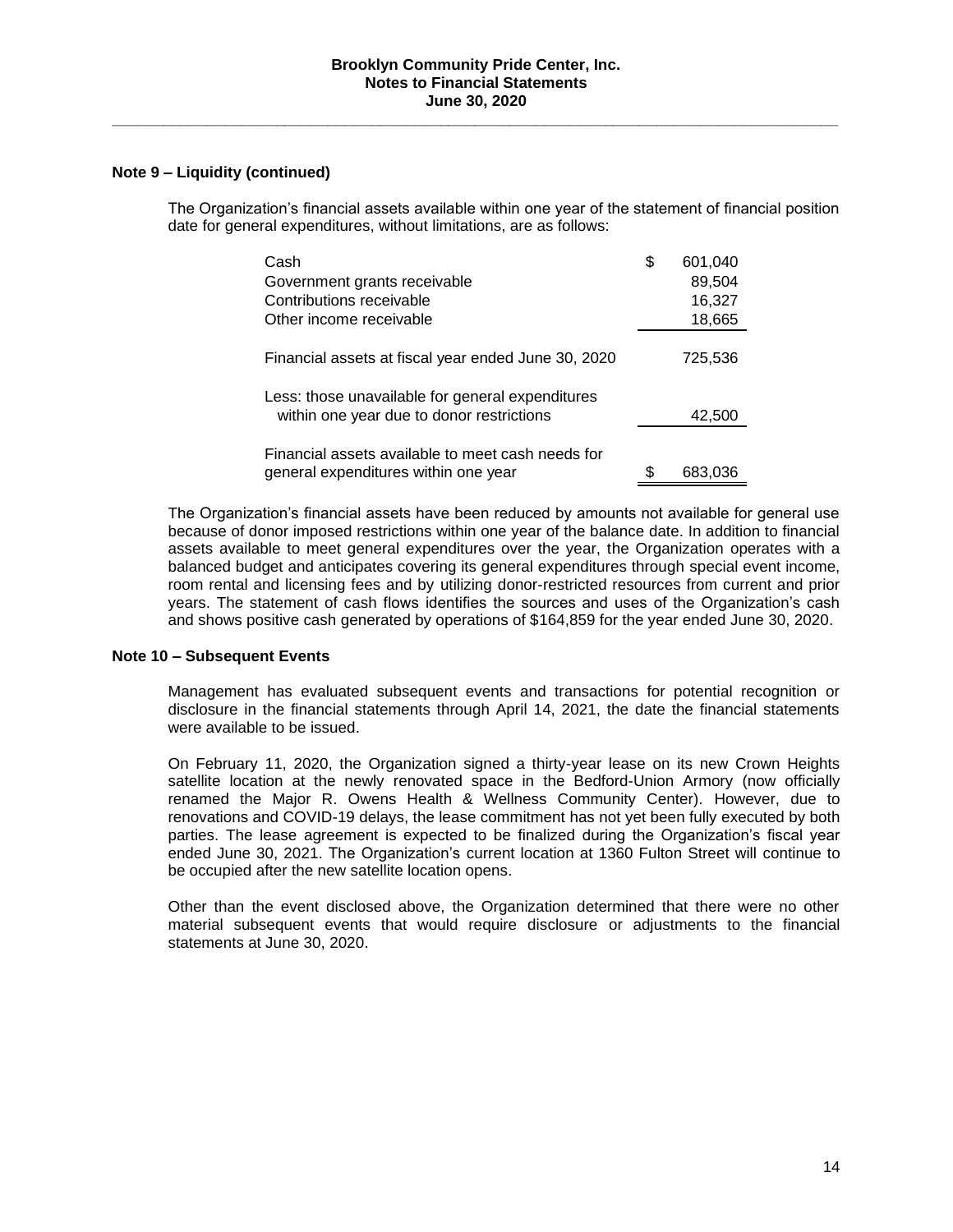## Note 9 – Liquidity (continued)

The Organization's financial assets available within one year of the statement of financial position date for general expenditures, without limitations, are as follows:

| | |
|---|---|
| Cash | $ 601,040 |
| Government grants receivable | 89,504 |
| Contributions receivable | 16,327 |
| Other income receivable | 18,665 |
| Financial assets at fiscal year ended June 30, 2020 | 725,536 |
| Less: those unavailable for general expenditures within one year due to donor restrictions | 42,500 |
| Financial assets available to meet cash needs for general expenditures within one year | $ 683,036 |

The Organization's financial assets have been reduced by amounts not available for general use because of donor imposed restrictions within one year of the balance date. In addition to financial assets available to meet general expenditures over the year, the Organization operates with a balanced budget and anticipates covering its general expenditures through special event income, room rental and licensing fees and by utilizing donor-restricted resources from current and prior years. The statement of cash flows identifies the sources and uses of the Organization's cash and shows positive cash generated by operations of $164,859 for the year ended June 30, 2020.

## Note 10 – Subsequent Events

Management has evaluated subsequent events and transactions for potential recognition or disclosure in the financial statements through April 14, 2021, the date the financial statements were available to be issued.

On February 11, 2020, the Organization signed a thirty-year lease on its new Crown Heights satellite location at the newly renovated space in the Bedford-Union Armory (now officially renamed the Major R. Owens Health & Wellness Community Center). However, due to renovations and COVID-19 delays, the lease commitment has not yet been fully executed by both parties. The lease agreement is expected to be finalized during the Organization's fiscal year ended June 30, 2021. The Organization's current location at 1360 Fulton Street will continue to be occupied after the new satellite location opens.

Other than the event disclosed above, the Organization determined that there were no other material subsequent events that would require disclosure or adjustments to the financial statements at June 30, 2020.